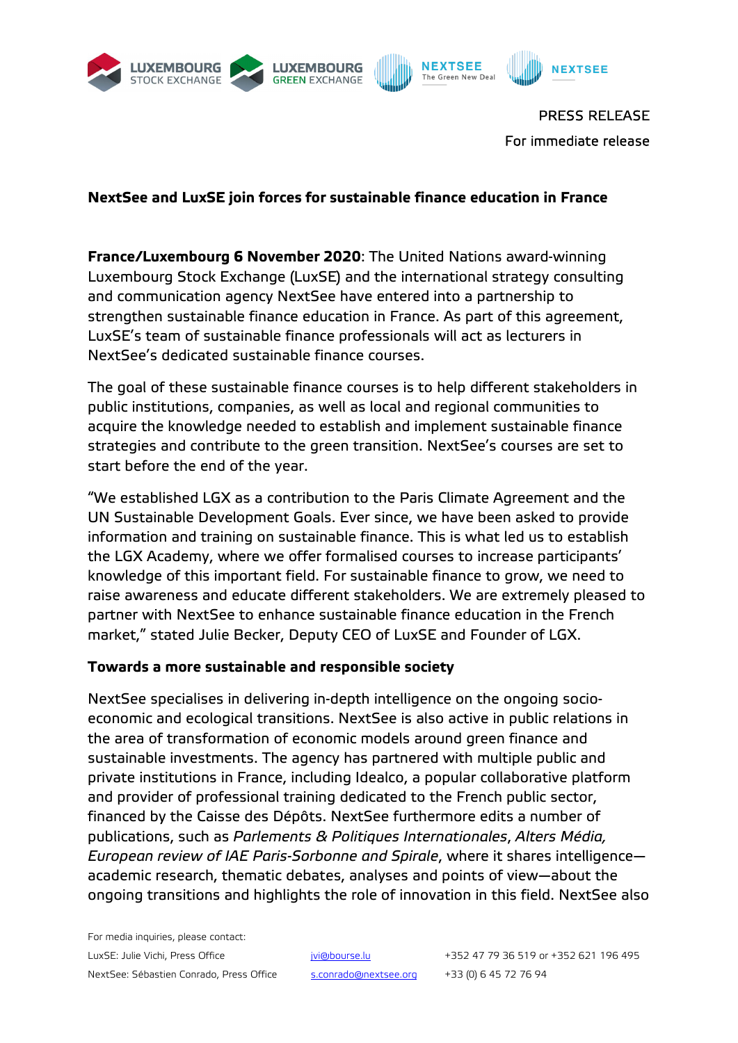PRESS RELEASE

For immediate release

**NextSee and LuxSE join forces for sustainable finance education in France**

**France/Luxembourg 6 November 2020**: The United Nations award-winning Luxembourg Stock Exchange (LuxSE) and the international strategy consulting and communication agency NextSee have entered into a partnership to strengthen sustainable finance education in France. As part of this agreement, LuxSE's team of sustainable finance professionals will act as lecturers in NextSee's dedicated sustainable finance courses.

The goal of these sustainable finance courses is to help different stakeholders in public institutions, companies, as well as local and regional communities to acquire the knowledge needed to establish and implement sustainable finance strategies and contribute to the green transition. NextSee's courses are set to start before the end of the year.

"We established LGX as a contribution to the Paris Climate Agreement and the UN Sustainable Development Goals. Ever since, we have been asked to provide information and training on sustainable finance. This is what led us to establish the LGX Academy, where we offer formalised courses to increase participants' knowledge of this important field. For sustainable finance to grow, we need to raise awareness and educate different stakeholders. We are extremely pleased to partner with NextSee to enhance sustainable finance education in the French market," stated Julie Becker, Deputy CEO of LuxSE and Founder of LGX.

**Towards a more sustainable and responsible society**

NextSee specialises in delivering in-depth intelligence on the ongoing socio-economic and ecological transitions. NextSee is also active in public relations in the area of transformation of economic models around green finance and sustainable investments. The agency has partnered with multiple public and private institutions in France, including Idealco, a popular collaborative platform and provider of professional training dedicated to the French public sector, financed by the Caisse des Dépôts. NextSee furthermore edits a number of publications, such as *Parlements & Politiques Internationales*, *Alters Média, European review of IAE Paris-Sorbonne and Spirale*, where it shares intelligence—academic research, thematic debates, analyses and points of view—about the ongoing transitions and highlights the role of innovation in this field. NextSee also

For media inquiries, please contact:

| | | |
|---|---|---|
| LuxSE: Julie Vichi, Press Office | jvi@bourse.lu | +352 47 79 36 519 or +352 621 196 495 |
| NextSee: Sébastien Conrado, Press Office | s.conrado@nextsee.org | +33 (0) 6 45 72 76 94 |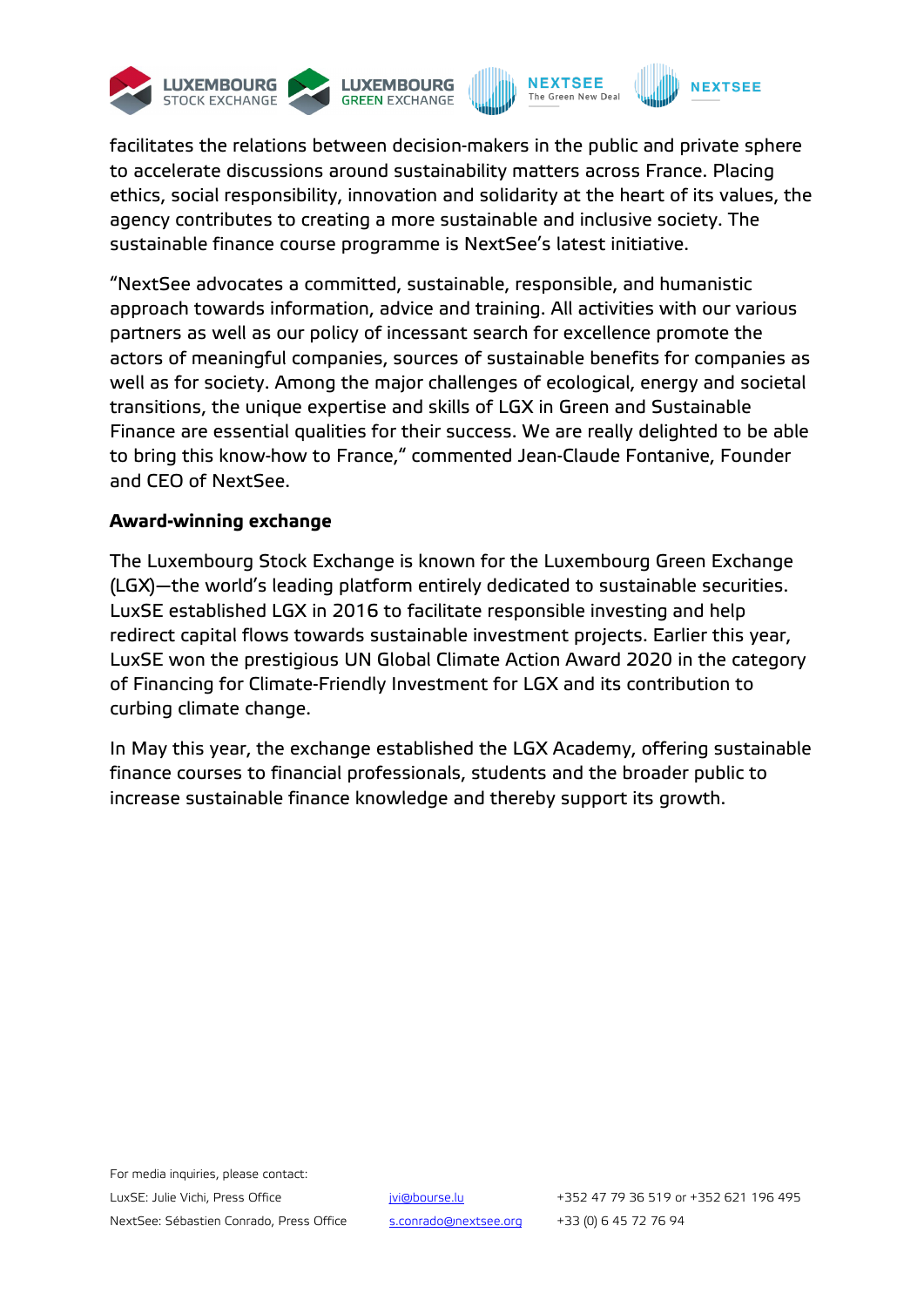facilitates the relations between decision-makers in the public and private sphere to accelerate discussions around sustainability matters across France. Placing ethics, social responsibility, innovation and solidarity at the heart of its values, the agency contributes to creating a more sustainable and inclusive society. The sustainable finance course programme is NextSee's latest initiative.

"NextSee advocates a committed, sustainable, responsible, and humanistic approach towards information, advice and training. All activities with our various partners as well as our policy of incessant search for excellence promote the actors of meaningful companies, sources of sustainable benefits for companies as well as for society. Among the major challenges of ecological, energy and societal transitions, the unique expertise and skills of LGX in Green and Sustainable Finance are essential qualities for their success. We are really delighted to be able to bring this know-how to France," commented Jean-Claude Fontanive, Founder and CEO of NextSee.

**Award-winning exchange**

The Luxembourg Stock Exchange is known for the Luxembourg Green Exchange (LGX)—the world's leading platform entirely dedicated to sustainable securities. LuxSE established LGX in 2016 to facilitate responsible investing and help redirect capital flows towards sustainable investment projects. Earlier this year, LuxSE won the prestigious UN Global Climate Action Award 2020 in the category of Financing for Climate-Friendly Investment for LGX and its contribution to curbing climate change.

In May this year, the exchange established the LGX Academy, offering sustainable finance courses to financial professionals, students and the broader public to increase sustainable finance knowledge and thereby support its growth.

For media inquiries, please contact:

| | | |
|---|---|---|
| LuxSE: Julie Vichi, Press Office | jvi@bourse.lu | +352 47 79 36 519 or +352 621 196 495 |
| NextSee: Sébastien Conrado, Press Office | s.conrado@nextsee.org | +33 (0) 6 45 72 76 94 |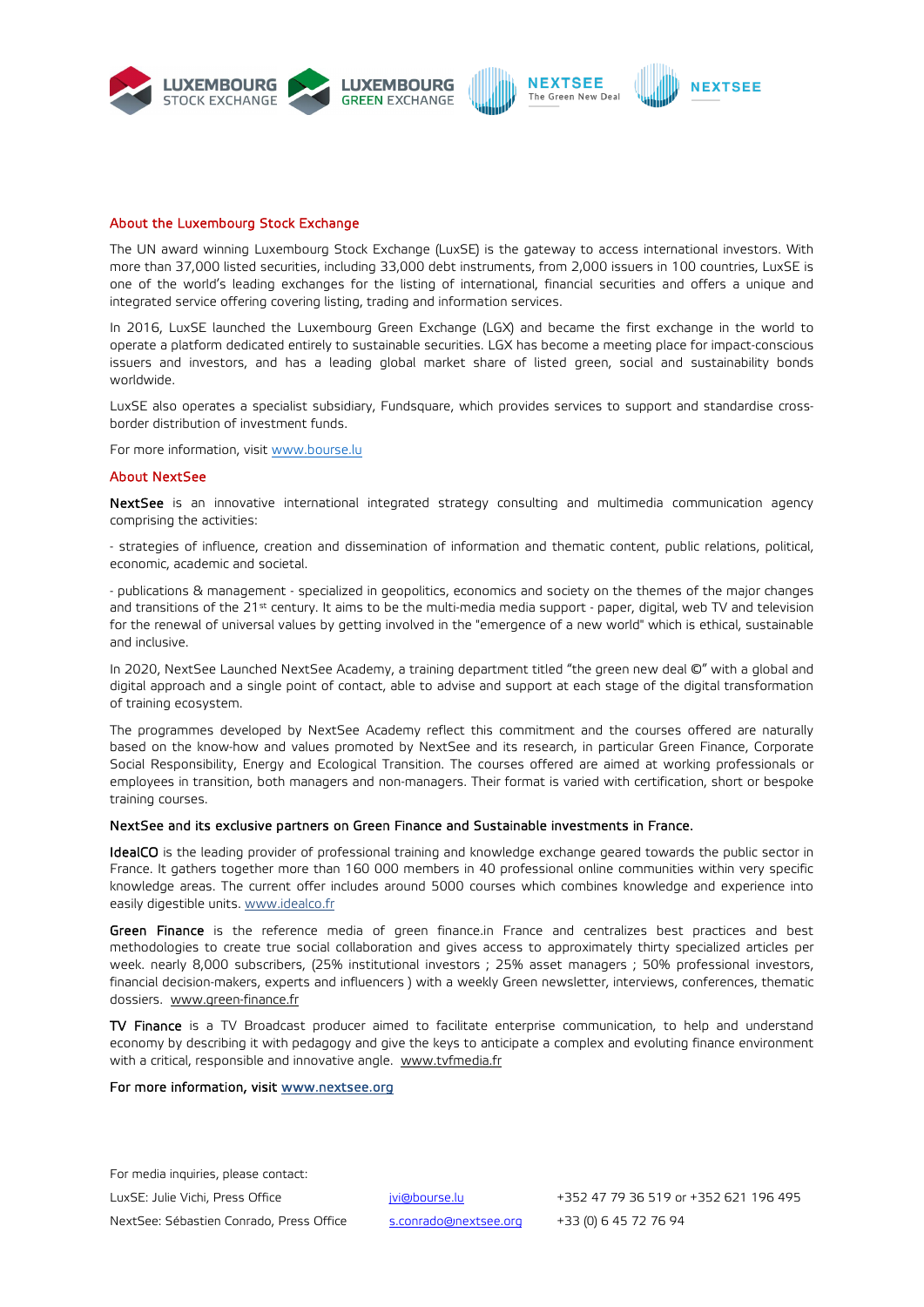## About the Luxembourg Stock Exchange

The UN award winning Luxembourg Stock Exchange (LuxSE) is the gateway to access international investors. With more than 37,000 listed securities, including 33,000 debt instruments, from 2,000 issuers in 100 countries, LuxSE is one of the world's leading exchanges for the listing of international, financial securities and offers a unique and integrated service offering covering listing, trading and information services.

In 2016, LuxSE launched the Luxembourg Green Exchange (LGX) and became the first exchange in the world to operate a platform dedicated entirely to sustainable securities. LGX has become a meeting place for impact-conscious issuers and investors, and has a leading global market share of listed green, social and sustainability bonds worldwide.

LuxSE also operates a specialist subsidiary, Fundsquare, which provides services to support and standardise cross-border distribution of investment funds.

For more information, visit www.bourse.lu

## About NextSee

**NextSee** is an innovative international integrated strategy consulting and multimedia communication agency comprising the activities:

- strategies of influence, creation and dissemination of information and thematic content, public relations, political, economic, academic and societal.

- publications & management - specialized in geopolitics, economics and society on the themes of the major changes and transitions of the 21st century. It aims to be the multi-media media support - paper, digital, web TV and television for the renewal of universal values by getting involved in the "emergence of a new world" which is ethical, sustainable and inclusive.

In 2020, NextSee Launched NextSee Academy, a training department titled "the green new deal ©" with a global and digital approach and a single point of contact, able to advise and support at each stage of the digital transformation of training ecosystem.

The programmes developed by NextSee Academy reflect this commitment and the courses offered are naturally based on the know-how and values promoted by NextSee and its research, in particular Green Finance, Corporate Social Responsibility, Energy and Ecological Transition. The courses offered are aimed at working professionals or employees in transition, both managers and non-managers. Their format is varied with certification, short or bespoke training courses.

**NextSee and its exclusive partners on Green Finance and Sustainable investments in France.**

**IdealCO** is the leading provider of professional training and knowledge exchange geared towards the public sector in France. It gathers together more than 160 000 members in 40 professional online communities within very specific knowledge areas. The current offer includes around 5000 courses which combines knowledge and experience into easily digestible units. www.idealco.fr

**Green Finance** is the reference media of green finance.in France and centralizes best practices and best methodologies to create true social collaboration and gives access to approximately thirty specialized articles per week. nearly 8,000 subscribers, (25% institutional investors ; 25% asset managers ; 50% professional investors, financial decision-makers, experts and influencers ) with a weekly Green newsletter, interviews, conferences, thematic dossiers. www.green-finance.fr

**TV Finance** is a TV Broadcast producer aimed to facilitate enterprise communication, to help and understand economy by describing it with pedagogy and give the keys to anticipate a complex and evoluting finance environment with a critical, responsible and innovative angle. www.tvfmedia.fr

**For more information, visit www.nextsee.org**

For media inquiries, please contact:

| | | |
|---|---|---|
| LuxSE: Julie Vichi, Press Office | jvi@bourse.lu | +352 47 79 36 519 or +352 621 196 495 |
| NextSee: Sébastien Conrado, Press Office | s.conrado@nextsee.org | +33 (0) 6 45 72 76 94 |